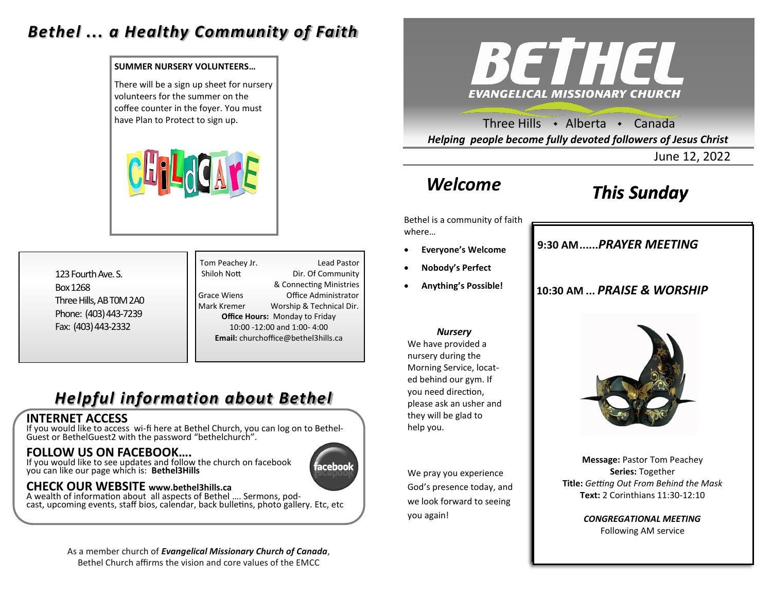# Bethel ... a Healthy Community of Faith

**SUMMER NURSERY VOLUNTEERS…**

There will be a sign up sheet for nursery volunteers for the summer on the coffee counter in the foyer. You must have Plan to Protect to sign up.

123 Fourth Ave. S.
Box 1268
Three Hills, AB T0M 2A0
Phone: (403) 443-7239
Fax: (403) 443-2332

| | |
|---|---|
| Tom Peachey Jr. | Lead Pastor |
| Shiloh Nott | Dir. Of Community & Connecting Ministries |
| Grace Wiens | Office Administrator |
| Mark Kremer | Worship & Technical Dir. |

**Office Hours:** Monday to Friday
10:00 -12:00 and 1:00- 4:00
**Email:** churchoffice@bethel3hills.ca

## Helpful information about Bethel

**INTERNET ACCESS**
If you would like to access wi-fi here at Bethel Church, you can log on to Bethel-Guest or BethelGuest2 with the password "bethelchurch".

**FOLLOW US ON FACEBOOK….**
If you would like to see updates and follow the church on facebook you can like our page which is: **Bethel3Hills**

**CHECK OUR WEBSITE www.bethel3hills.ca**
A wealth of information about all aspects of Bethel …. Sermons, pod-cast, upcoming events, staff bios, calendar, back bulletins, photo gallery. Etc, etc

As a member church of ***Evangelical Missionary Church of Canada***, Bethel Church affirms the vision and core values of the EMCC

# BETHEL
## EVANGELICAL MISSIONARY CHURCH

Three Hills • Alberta • Canada

***Helping people become fully devoted followers of Jesus Christ***

June 12, 2022

## Welcome

Bethel is a community of faith where…

- **Everyone's Welcome**
- **Nobody's Perfect**
- **Anything's Possible!**

***Nursery***
We have provided a nursery during the Morning Service, located behind our gym. If you need direction, please ask an usher and they will be glad to help you.

We pray you experience God's presence today, and we look forward to seeing you again!

## This Sunday

**9:30 AM......*PRAYER MEETING***

**10:30 AM ... *PRAISE & WORSHIP***

**Message:** Pastor Tom Peachey
**Series:** Together
**Title:** *Getting Out From Behind the Mask*
**Text:** 2 Corinthians 11:30-12:10

***CONGREGATIONAL MEETING***
Following AM service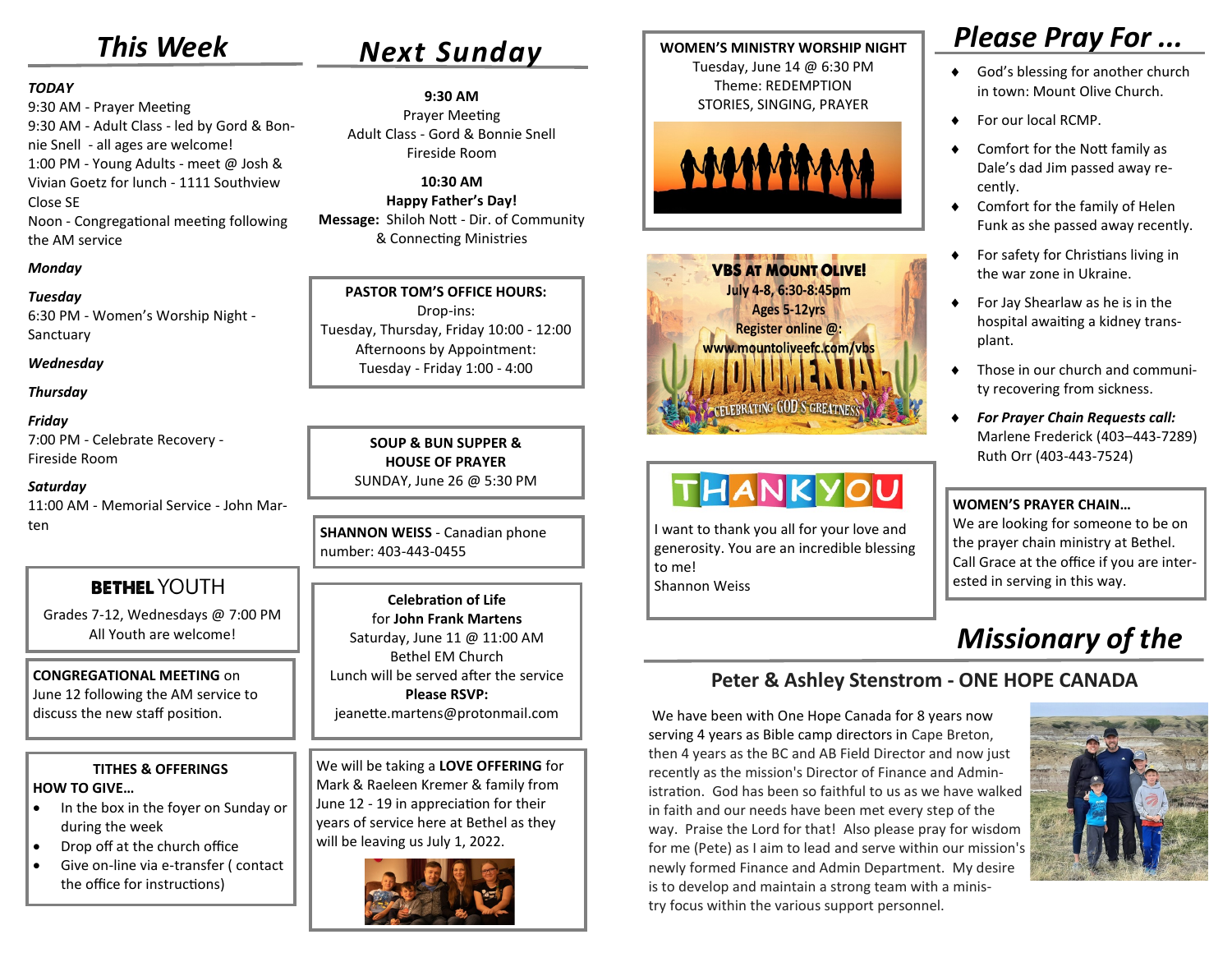## This Week

***TODAY***

9:30 AM - Prayer Meeting
9:30 AM - Adult Class - led by Gord & Bonnie Snell - all ages are welcome!
1:00 PM - Young Adults - meet @ Josh & Vivian Goetz for lunch - 1111 Southview Close SE
Noon - Congregational meeting following the AM service

***Monday***

***Tuesday***

6:30 PM - Women's Worship Night - Sanctuary

***Wednesday***

***Thursday***

***Friday***

7:00 PM - Celebrate Recovery - Fireside Room

***Saturday***

11:00 AM - Memorial Service - John Marten

**BETHEL** YOUTH

Grades 7-12, Wednesdays @ 7:00 PM
All Youth are welcome!

**CONGREGATIONAL MEETING** on June 12 following the AM service to discuss the new staff position.

**TITHES & OFFERINGS**
**HOW TO GIVE…**

- In the box in the foyer on Sunday or during the week
- Drop off at the church office
- Give on-line via e-transfer ( contact the office for instructions)

## Next Sunday

**9:30 AM**
Prayer Meeting
Adult Class - Gord & Bonnie Snell
Fireside Room

**10:30 AM**
**Happy Father's Day!**
**Message:** Shiloh Nott - Dir. of Community & Connecting Ministries

**PASTOR TOM'S OFFICE HOURS:**
Drop-ins:
Tuesday, Thursday, Friday 10:00 - 12:00
Afternoons by Appointment:
Tuesday - Friday 1:00 - 4:00

**SOUP & BUN SUPPER &**
**HOUSE OF PRAYER**
SUNDAY, June 26 @ 5:30 PM

**SHANNON WEISS** - Canadian phone number: 403-443-0455

**Celebration of Life**
for **John Frank Martens**
Saturday, June 11 @ 11:00 AM
Bethel EM Church
Lunch will be served after the service
**Please RSVP:**
jeanette.martens@protonmail.com

We will be taking a **LOVE OFFERING** for Mark & Raeleen Kremer & family from June 12 - 19 in appreciation for their years of service here at Bethel as they will be leaving us July 1, 2022.

**WOMEN'S MINISTRY WORSHIP NIGHT**
Tuesday, June 14 @ 6:30 PM
Theme: REDEMPTION
STORIES, SINGING, PRAYER

**VBS AT MOUNT OLIVE!**
July 4-8, 6:30-8:45pm
Ages 5-12yrs
Register online @:
www.mountolivefc.com/vbs
MONUMENTAL
CELEBRATING GOD'S GREATNESS

THANKYOU

I want to thank you all for your love and generosity. You are an incredible blessing to me!
Shannon Weiss

## Please Pray For ...

- God's blessing for another church in town: Mount Olive Church.
- For our local RCMP.
- Comfort for the Nott family as Dale's dad Jim passed away recently.
- Comfort for the family of Helen Funk as she passed away recently.
- For safety for Christians living in the war zone in Ukraine.
- For Jay Shearlaw as he is in the hospital awaiting a kidney transplant.
- Those in our church and community recovering from sickness.
- ***For Prayer Chain Requests call:*** Marlene Frederick (403–443-7289) Ruth Orr (403-443-7524)

**WOMEN'S PRAYER CHAIN…**
We are looking for someone to be on the prayer chain ministry at Bethel. Call Grace at the office if you are interested in serving in this way.

## Missionary of the

### Peter & Ashley Stenstrom - ONE HOPE CANADA

We have been with One Hope Canada for 8 years now serving 4 years as Bible camp directors in Cape Breton, then 4 years as the BC and AB Field Director and now just recently as the mission's Director of Finance and Administration. God has been so faithful to us as we have walked in faith and our needs have been met every step of the way. Praise the Lord for that! Also please pray for wisdom for me (Pete) as I aim to lead and serve within our mission's newly formed Finance and Admin Department. My desire is to develop and maintain a strong team with a ministry focus within the various support personnel.